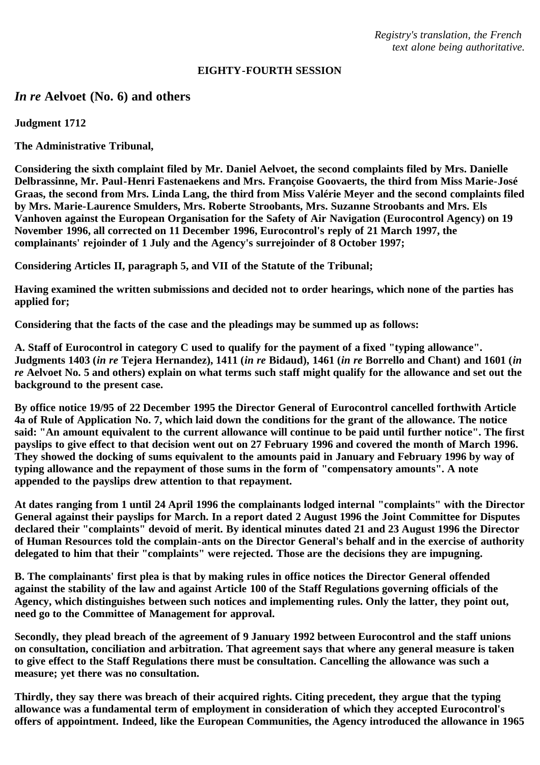*Registry's translation, the French text alone being authoritative.*

**EIGHTY-FOURTH SESSION**

## *In re* Aelvoet (No. 6) and others

**Judgment 1712**

**The Administrative Tribunal,**

**Considering the sixth complaint filed by Mr. Daniel Aelvoet, the second complaints filed by Mrs. Danielle Delbrassinne, Mr. Paul-Henri Fastenaekens and Mrs. Françoise Goovaerts, the third from Miss Marie-José Graas, the second from Mrs. Linda Lang, the third from Miss Valérie Meyer and the second complaints filed by Mrs. Marie-Laurence Smulders, Mrs. Roberte Stroobants, Mrs. Suzanne Stroobants and Mrs. Els Vanhoven against the European Organisation for the Safety of Air Navigation (Eurocontrol Agency) on 19 November 1996, all corrected on 11 December 1996, Eurocontrol's reply of 21 March 1997, the complainants' rejoinder of 1 July and the Agency's surrejoinder of 8 October 1997;**

**Considering Articles II, paragraph 5, and VII of the Statute of the Tribunal;**

**Having examined the written submissions and decided not to order hearings, which none of the parties has applied for;**

**Considering that the facts of the case and the pleadings may be summed up as follows:**

**A. Staff of Eurocontrol in category C used to qualify for the payment of a fixed "typing allowance". Judgments 1403 (*in re* Tejera Hernandez), 1411 (*in re* Bidaud), 1461 (*in re* Borrello and Chant) and 1601 (*in re* Aelvoet No. 5 and others) explain on what terms such staff might qualify for the allowance and set out the background to the present case.**

**By office notice 19/95 of 22 December 1995 the Director General of Eurocontrol cancelled forthwith Article 4a of Rule of Application No. 7, which laid down the conditions for the grant of the allowance. The notice said: "An amount equivalent to the current allowance will continue to be paid until further notice". The first payslips to give effect to that decision went out on 27 February 1996 and covered the month of March 1996. They showed the docking of sums equivalent to the amounts paid in January and February 1996 by way of typing allowance and the repayment of those sums in the form of "compensatory amounts". A note appended to the payslips drew attention to that repayment.**

**At dates ranging from 1 until 24 April 1996 the complainants lodged internal "complaints" with the Director General against their payslips for March. In a report dated 2 August 1996 the Joint Committee for Disputes declared their "complaints" devoid of merit. By identical minutes dated 21 and 23 August 1996 the Director of Human Resources told the complain-ants on the Director General's behalf and in the exercise of authority delegated to him that their "complaints" were rejected. Those are the decisions they are impugning.**

**B. The complainants' first plea is that by making rules in office notices the Director General offended against the stability of the law and against Article 100 of the Staff Regulations governing officials of the Agency, which distinguishes between such notices and implementing rules. Only the latter, they point out, need go to the Committee of Management for approval.**

**Secondly, they plead breach of the agreement of 9 January 1992 between Eurocontrol and the staff unions on consultation, conciliation and arbitration. That agreement says that where any general measure is taken to give effect to the Staff Regulations there must be consultation. Cancelling the allowance was such a measure; yet there was no consultation.**

**Thirdly, they say there was breach of their acquired rights. Citing precedent, they argue that the typing allowance was a fundamental term of employment in consideration of which they accepted Eurocontrol's offers of appointment. Indeed, like the European Communities, the Agency introduced the allowance in 1965**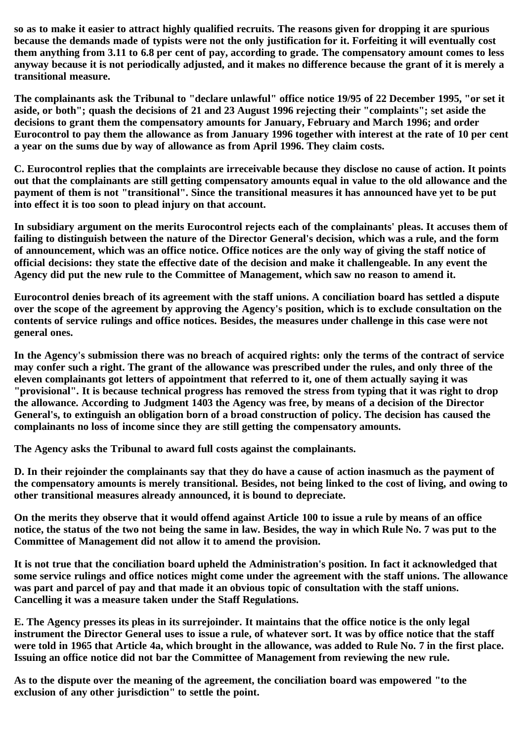so as to make it easier to attract highly qualified recruits. The reasons given for dropping it are spurious because the demands made of typists were not the only justification for it. Forfeiting it will eventually cost them anything from 3.11 to 6.8 per cent of pay, according to grade. The compensatory amount comes to less anyway because it is not periodically adjusted, and it makes no difference because the grant of it is merely a transitional measure.

The complainants ask the Tribunal to "declare unlawful" office notice 19/95 of 22 December 1995, "or set it aside, or both"; quash the decisions of 21 and 23 August 1996 rejecting their "complaints"; set aside the decisions to grant them the compensatory amounts for January, February and March 1996; and order Eurocontrol to pay them the allowance as from January 1996 together with interest at the rate of 10 per cent a year on the sums due by way of allowance as from April 1996. They claim costs.

C. Eurocontrol replies that the complaints are irreceivable because they disclose no cause of action. It points out that the complainants are still getting compensatory amounts equal in value to the old allowance and the payment of them is not "transitional". Since the transitional measures it has announced have yet to be put into effect it is too soon to plead injury on that account.

In subsidiary argument on the merits Eurocontrol rejects each of the complainants' pleas. It accuses them of failing to distinguish between the nature of the Director General's decision, which was a rule, and the form of announcement, which was an office notice. Office notices are the only way of giving the staff notice of official decisions: they state the effective date of the decision and make it challengeable. In any event the Agency did put the new rule to the Committee of Management, which saw no reason to amend it.

Eurocontrol denies breach of its agreement with the staff unions. A conciliation board has settled a dispute over the scope of the agreement by approving the Agency's position, which is to exclude consultation on the contents of service rulings and office notices. Besides, the measures under challenge in this case were not general ones.

In the Agency's submission there was no breach of acquired rights: only the terms of the contract of service may confer such a right. The grant of the allowance was prescribed under the rules, and only three of the eleven complainants got letters of appointment that referred to it, one of them actually saying it was "provisional". It is because technical progress has removed the stress from typing that it was right to drop the allowance. According to Judgment 1403 the Agency was free, by means of a decision of the Director General's, to extinguish an obligation born of a broad construction of policy. The decision has caused the complainants no loss of income since they are still getting the compensatory amounts.

The Agency asks the Tribunal to award full costs against the complainants.

D. In their rejoinder the complainants say that they do have a cause of action inasmuch as the payment of the compensatory amounts is merely transitional. Besides, not being linked to the cost of living, and owing to other transitional measures already announced, it is bound to depreciate.

On the merits they observe that it would offend against Article 100 to issue a rule by means of an office notice, the status of the two not being the same in law. Besides, the way in which Rule No. 7 was put to the Committee of Management did not allow it to amend the provision.

It is not true that the conciliation board upheld the Administration's position. In fact it acknowledged that some service rulings and office notices might come under the agreement with the staff unions. The allowance was part and parcel of pay and that made it an obvious topic of consultation with the staff unions. Cancelling it was a measure taken under the Staff Regulations.

E. The Agency presses its pleas in its surrejoinder. It maintains that the office notice is the only legal instrument the Director General uses to issue a rule, of whatever sort. It was by office notice that the staff were told in 1965 that Article 4a, which brought in the allowance, was added to Rule No. 7 in the first place. Issuing an office notice did not bar the Committee of Management from reviewing the new rule.

As to the dispute over the meaning of the agreement, the conciliation board was empowered "to the exclusion of any other jurisdiction" to settle the point.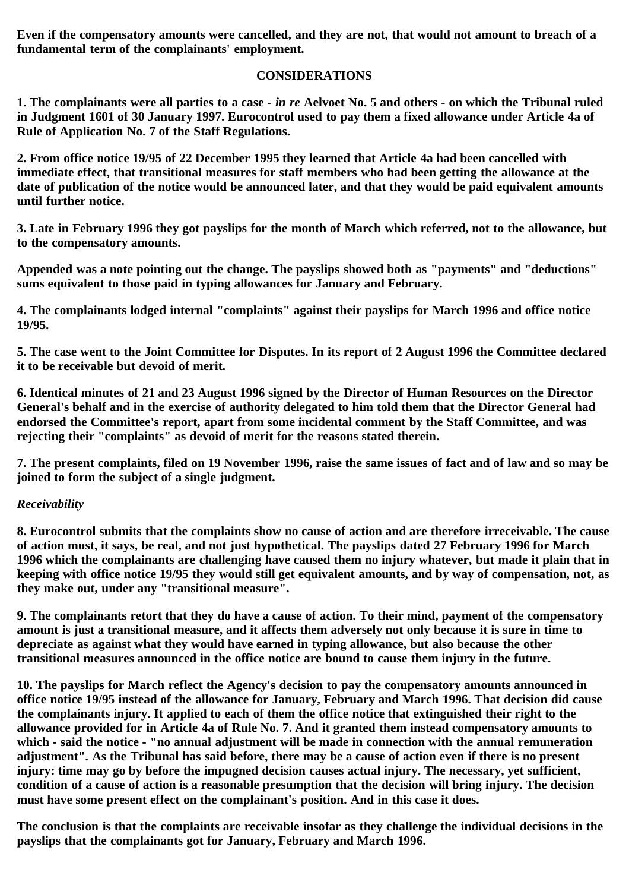**Even if the compensatory amounts were cancelled, and they are not, that would not amount to breach of a fundamental term of the complainants' employment.**

## CONSIDERATIONS

**1. The complainants were all parties to a case - *in re* Aelvoet No. 5 and others - on which the Tribunal ruled in Judgment 1601 of 30 January 1997. Eurocontrol used to pay them a fixed allowance under Article 4a of Rule of Application No. 7 of the Staff Regulations.**

**2. From office notice 19/95 of 22 December 1995 they learned that Article 4a had been cancelled with immediate effect, that transitional measures for staff members who had been getting the allowance at the date of publication of the notice would be announced later, and that they would be paid equivalent amounts until further notice.**

**3. Late in February 1996 they got payslips for the month of March which referred, not to the allowance, but to the compensatory amounts.**

**Appended was a note pointing out the change. The payslips showed both as "payments" and "deductions" sums equivalent to those paid in typing allowances for January and February.**

**4. The complainants lodged internal "complaints" against their payslips for March 1996 and office notice 19/95.**

**5. The case went to the Joint Committee for Disputes. In its report of 2 August 1996 the Committee declared it to be receivable but devoid of merit.**

**6. Identical minutes of 21 and 23 August 1996 signed by the Director of Human Resources on the Director General's behalf and in the exercise of authority delegated to him told them that the Director General had endorsed the Committee's report, apart from some incidental comment by the Staff Committee, and was rejecting their "complaints" as devoid of merit for the reasons stated therein.**

**7. The present complaints, filed on 19 November 1996, raise the same issues of fact and of law and so may be joined to form the subject of a single judgment.**

***Receivability***

**8. Eurocontrol submits that the complaints show no cause of action and are therefore irreceivable. The cause of action must, it says, be real, and not just hypothetical. The payslips dated 27 February 1996 for March 1996 which the complainants are challenging have caused them no injury whatever, but made it plain that in keeping with office notice 19/95 they would still get equivalent amounts, and by way of compensation, not, as they make out, under any "transitional measure".**

**9. The complainants retort that they do have a cause of action. To their mind, payment of the compensatory amount is just a transitional measure, and it affects them adversely not only because it is sure in time to depreciate as against what they would have earned in typing allowance, but also because the other transitional measures announced in the office notice are bound to cause them injury in the future.**

**10. The payslips for March reflect the Agency's decision to pay the compensatory amounts announced in office notice 19/95 instead of the allowance for January, February and March 1996. That decision did cause the complainants injury. It applied to each of them the office notice that extinguished their right to the allowance provided for in Article 4a of Rule No. 7. And it granted them instead compensatory amounts to which - said the notice - "no annual adjustment will be made in connection with the annual remuneration adjustment". As the Tribunal has said before, there may be a cause of action even if there is no present injury: time may go by before the impugned decision causes actual injury. The necessary, yet sufficient, condition of a cause of action is a reasonable presumption that the decision will bring injury. The decision must have some present effect on the complainant's position. And in this case it does.**

**The conclusion is that the complaints are receivable insofar as they challenge the individual decisions in the payslips that the complainants got for January, February and March 1996.**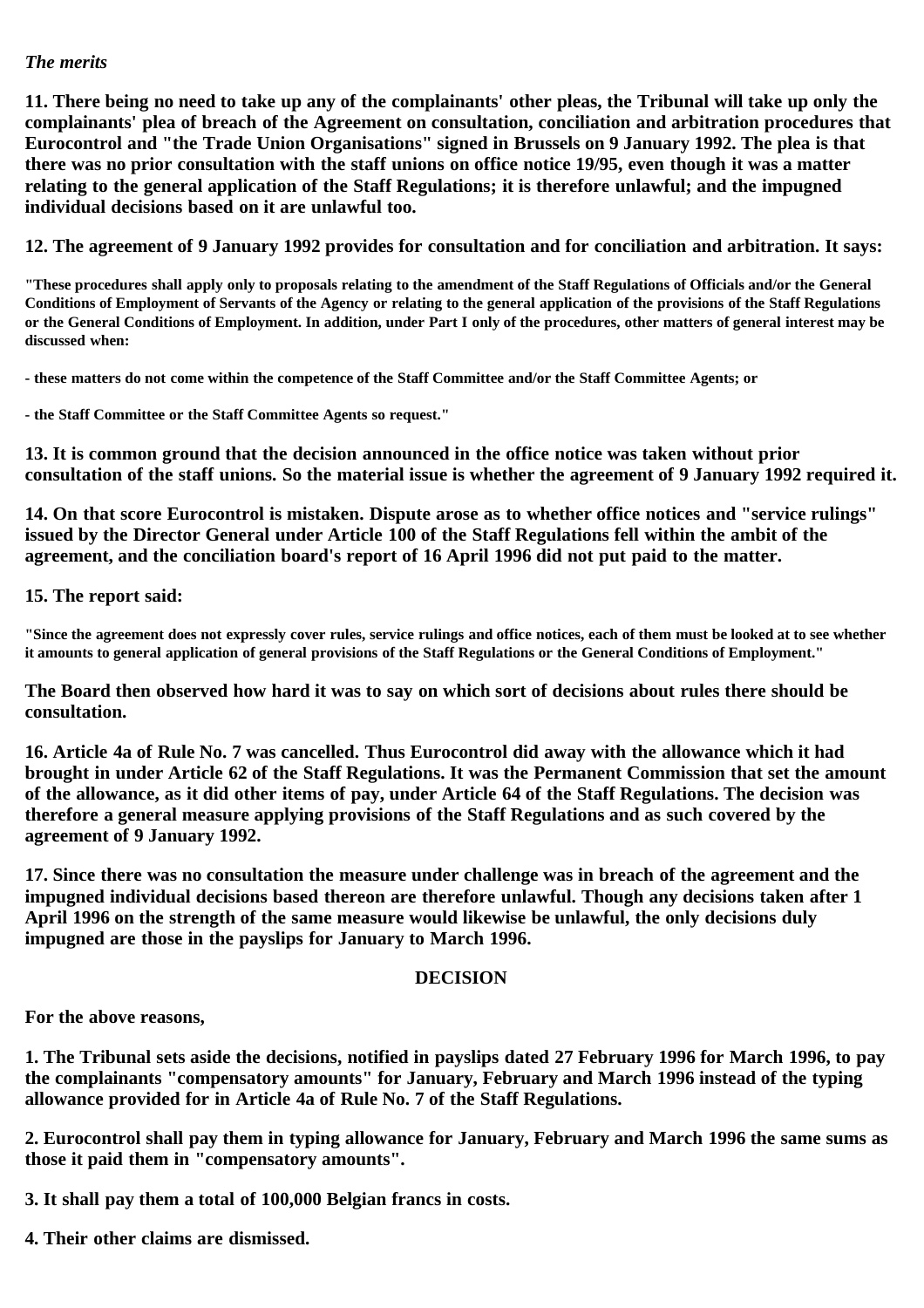*The merits*

**11. There being no need to take up any of the complainants' other pleas, the Tribunal will take up only the complainants' plea of breach of the Agreement on consultation, conciliation and arbitration procedures that Eurocontrol and "the Trade Union Organisations" signed in Brussels on 9 January 1992. The plea is that there was no prior consultation with the staff unions on office notice 19/95, even though it was a matter relating to the general application of the Staff Regulations; it is therefore unlawful; and the impugned individual decisions based on it are unlawful too.**

**12. The agreement of 9 January 1992 provides for consultation and for conciliation and arbitration. It says:**

**"These procedures shall apply only to proposals relating to the amendment of the Staff Regulations of Officials and/or the General Conditions of Employment of Servants of the Agency or relating to the general application of the provisions of the Staff Regulations or the General Conditions of Employment. In addition, under Part I only of the procedures, other matters of general interest may be discussed when:**

**- these matters do not come within the competence of the Staff Committee and/or the Staff Committee Agents; or**

**- the Staff Committee or the Staff Committee Agents so request."**

**13. It is common ground that the decision announced in the office notice was taken without prior consultation of the staff unions. So the material issue is whether the agreement of 9 January 1992 required it.**

**14. On that score Eurocontrol is mistaken. Dispute arose as to whether office notices and "service rulings" issued by the Director General under Article 100 of the Staff Regulations fell within the ambit of the agreement, and the conciliation board's report of 16 April 1996 did not put paid to the matter.**

**15. The report said:**

**"Since the agreement does not expressly cover rules, service rulings and office notices, each of them must be looked at to see whether it amounts to general application of general provisions of the Staff Regulations or the General Conditions of Employment."**

**The Board then observed how hard it was to say on which sort of decisions about rules there should be consultation.**

**16. Article 4a of Rule No. 7 was cancelled. Thus Eurocontrol did away with the allowance which it had brought in under Article 62 of the Staff Regulations. It was the Permanent Commission that set the amount of the allowance, as it did other items of pay, under Article 64 of the Staff Regulations. The decision was therefore a general measure applying provisions of the Staff Regulations and as such covered by the agreement of 9 January 1992.**

**17. Since there was no consultation the measure under challenge was in breach of the agreement and the impugned individual decisions based thereon are therefore unlawful. Though any decisions taken after 1 April 1996 on the strength of the same measure would likewise be unlawful, the only decisions duly impugned are those in the payslips for January to March 1996.**

**DECISION**

**For the above reasons,**

**1. The Tribunal sets aside the decisions, notified in payslips dated 27 February 1996 for March 1996, to pay the complainants "compensatory amounts" for January, February and March 1996 instead of the typing allowance provided for in Article 4a of Rule No. 7 of the Staff Regulations.**

**2. Eurocontrol shall pay them in typing allowance for January, February and March 1996 the same sums as those it paid them in "compensatory amounts".**

**3. It shall pay them a total of 100,000 Belgian francs in costs.**

**4. Their other claims are dismissed.**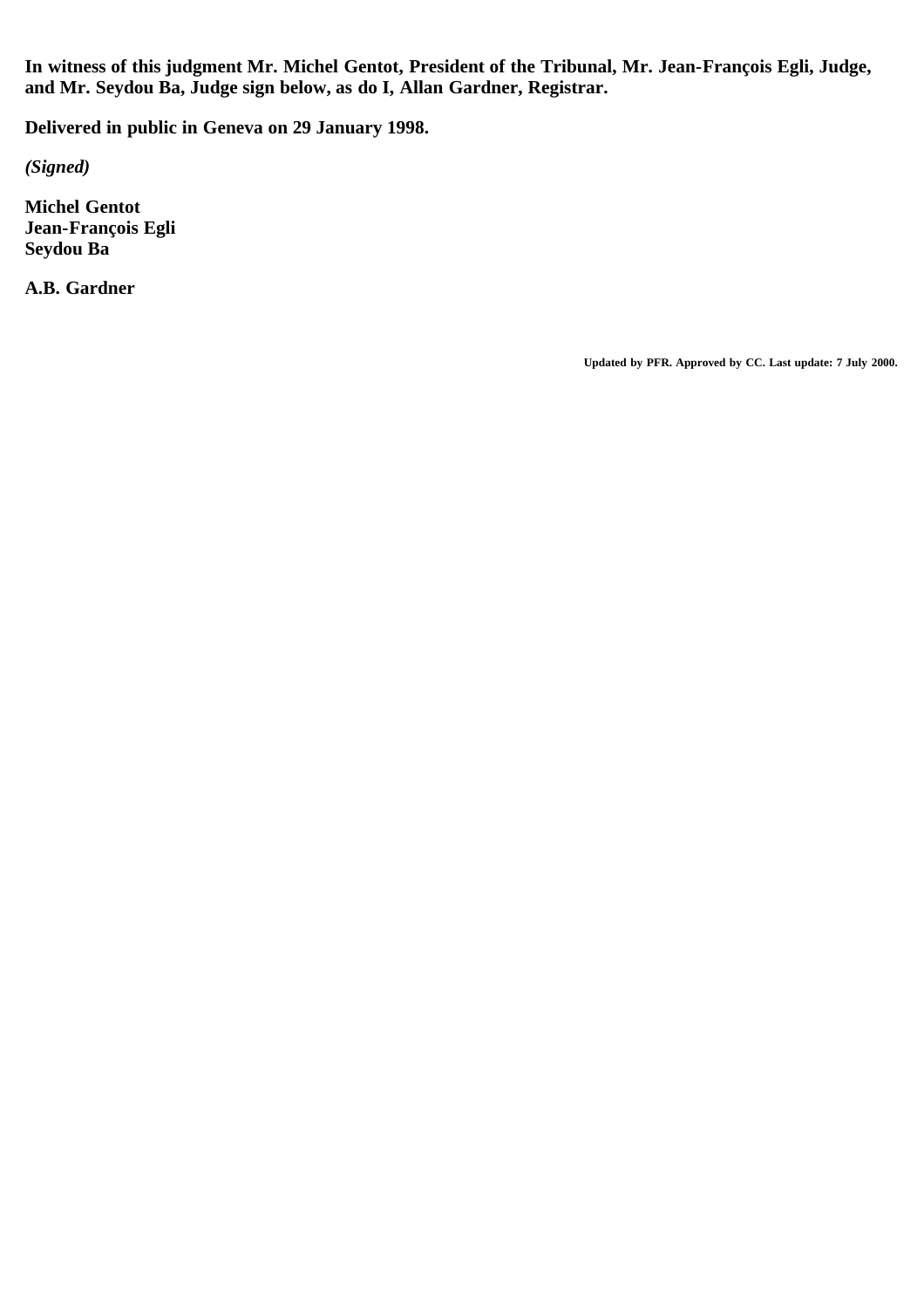**In witness of this judgment Mr. Michel Gentot, President of the Tribunal, Mr. Jean-François Egli, Judge, and Mr. Seydou Ba, Judge sign below, as do I, Allan Gardner, Registrar.**

**Delivered in public in Geneva on 29 January 1998.**

***(Signed)***

**Michel Gentot**  
**Jean-François Egli**  
**Seydou Ba**

**A.B. Gardner**

**Updated by PFR. Approved by CC. Last update: 7 July 2000.**